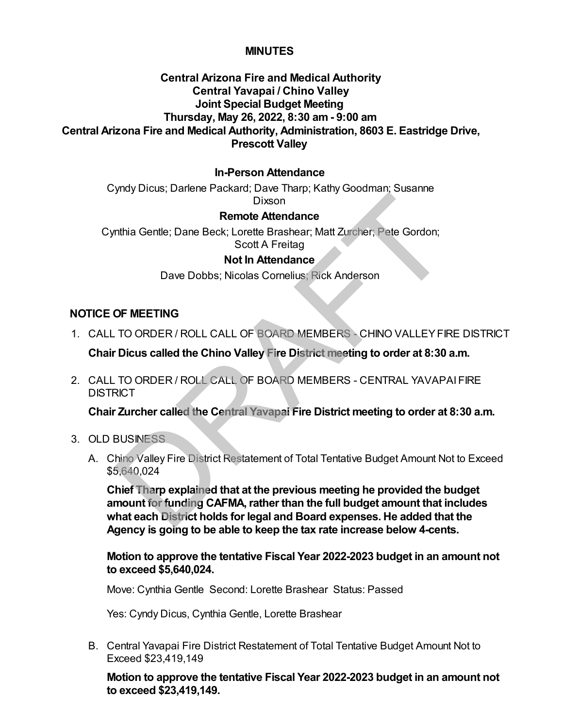# MINUTES

## Central Arizona Fire and Medical Authority
## Central Yavapai / Chino Valley
## Joint Special Budget Meeting
## Thursday, May 26, 2022, 8:30 am - 9:00 am
## Central Arizona Fire and Medical Authority, Administration, 8603 E. Eastridge Drive, Prescott Valley

### In-Person Attendance

Cyndy Dicus; Darlene Packard; Dave Tharp; Kathy Goodman; Susanne Dixson

### Remote Attendance

Cynthia Gentle; Dane Beck; Lorette Brashear; Matt Zurcher; Pete Gordon; Scott A Freitag

### Not In Attendance

Dave Dobbs; Nicolas Cornelius; Rick Anderson

## NOTICE OF MEETING

1. CALL TO ORDER / ROLL CALL OF BOARD MEMBERS - CHINO VALLEY FIRE DISTRICT

   **Chair Dicus called the Chino Valley Fire District meeting to order at 8:30 a.m.**

2. CALL TO ORDER / ROLL CALL OF BOARD MEMBERS - CENTRAL YAVAPAI FIRE DISTRICT

   **Chair Zurcher called the Central Yavapai Fire District meeting to order at 8:30 a.m.**

3. OLD BUSINESS

   A. Chino Valley Fire District Restatement of Total Tentative Budget Amount Not to Exceed $5,640,024

      **Chief Tharp explained that at the previous meeting he provided the budget amount for funding CAFMA, rather than the full budget amount that includes what each District holds for legal and Board expenses. He added that the Agency is going to be able to keep the tax rate increase below 4-cents.**

      **Motion to approve the tentative Fiscal Year 2022-2023 budget in an amount not to exceed $5,640,024.**

      Move: Cynthia Gentle Second: Lorette Brashear Status: Passed

      Yes: Cyndy Dicus, Cynthia Gentle, Lorette Brashear

   B. Central Yavapai Fire District Restatement of Total Tentative Budget Amount Not to Exceed $23,419,149

      **Motion to approve the tentative Fiscal Year 2022-2023 budget in an amount not to exceed $23,419,149.**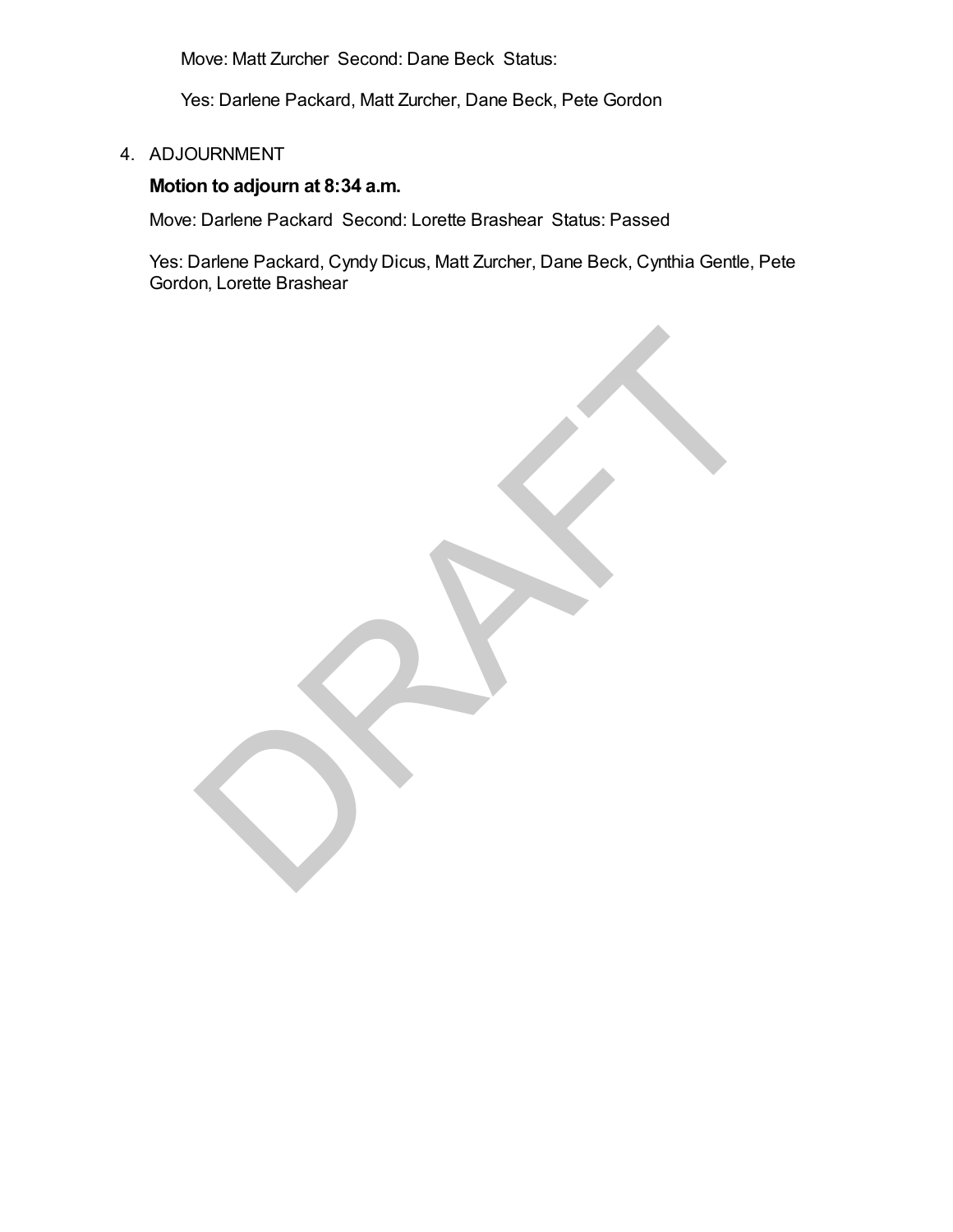Move: Matt Zurcher Second: Dane Beck Status:

Yes: Darlene Packard, Matt Zurcher, Dane Beck, Pete Gordon

4. ADJOURNMENT

**Motion to adjourn at 8:34 a.m.**

Move: Darlene Packard Second: Lorette Brashear Status: Passed

Yes: Darlene Packard, Cyndy Dicus, Matt Zurcher, Dane Beck, Cynthia Gentle, Pete Gordon, Lorette Brashear

DRAFT